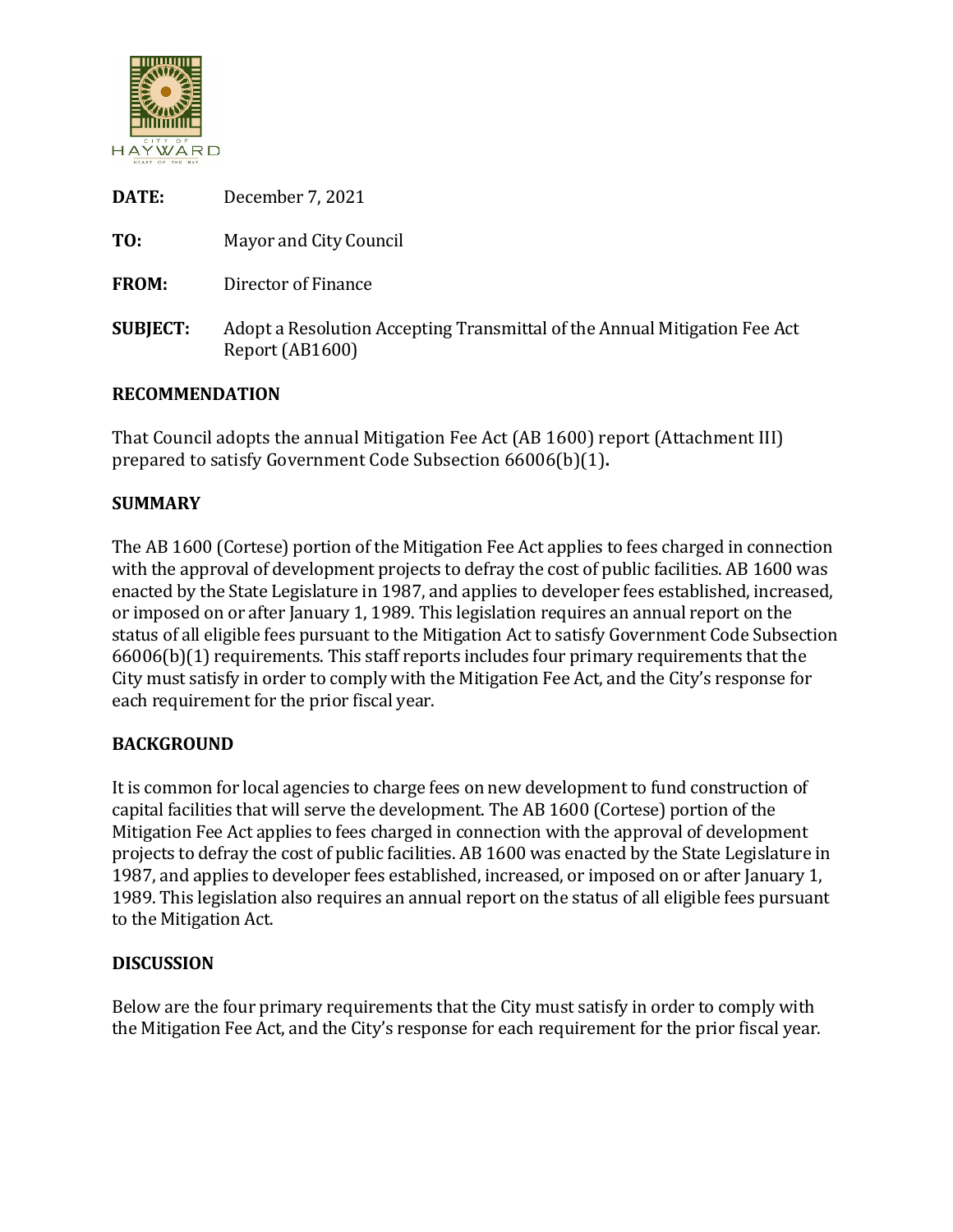**DATE:** December 7, 2021

**TO:** Mayor and City Council

**FROM:** Director of Finance

**SUBJECT:** Adopt a Resolution Accepting Transmittal of the Annual Mitigation Fee Act Report (AB1600)

## RECOMMENDATION

That Council adopts the annual Mitigation Fee Act (AB 1600) report (Attachment III) prepared to satisfy Government Code Subsection 66006(b)(1)**.**

## SUMMARY

The AB 1600 (Cortese) portion of the Mitigation Fee Act applies to fees charged in connection with the approval of development projects to defray the cost of public facilities. AB 1600 was enacted by the State Legislature in 1987, and applies to developer fees established, increased, or imposed on or after January 1, 1989. This legislation requires an annual report on the status of all eligible fees pursuant to the Mitigation Act to satisfy Government Code Subsection 66006(b)(1) requirements. This staff reports includes four primary requirements that the City must satisfy in order to comply with the Mitigation Fee Act, and the City's response for each requirement for the prior fiscal year.

## BACKGROUND

It is common for local agencies to charge fees on new development to fund construction of capital facilities that will serve the development. The AB 1600 (Cortese) portion of the Mitigation Fee Act applies to fees charged in connection with the approval of development projects to defray the cost of public facilities. AB 1600 was enacted by the State Legislature in 1987, and applies to developer fees established, increased, or imposed on or after January 1, 1989. This legislation also requires an annual report on the status of all eligible fees pursuant to the Mitigation Act.

## DISCUSSION

Below are the four primary requirements that the City must satisfy in order to comply with the Mitigation Fee Act, and the City's response for each requirement for the prior fiscal year.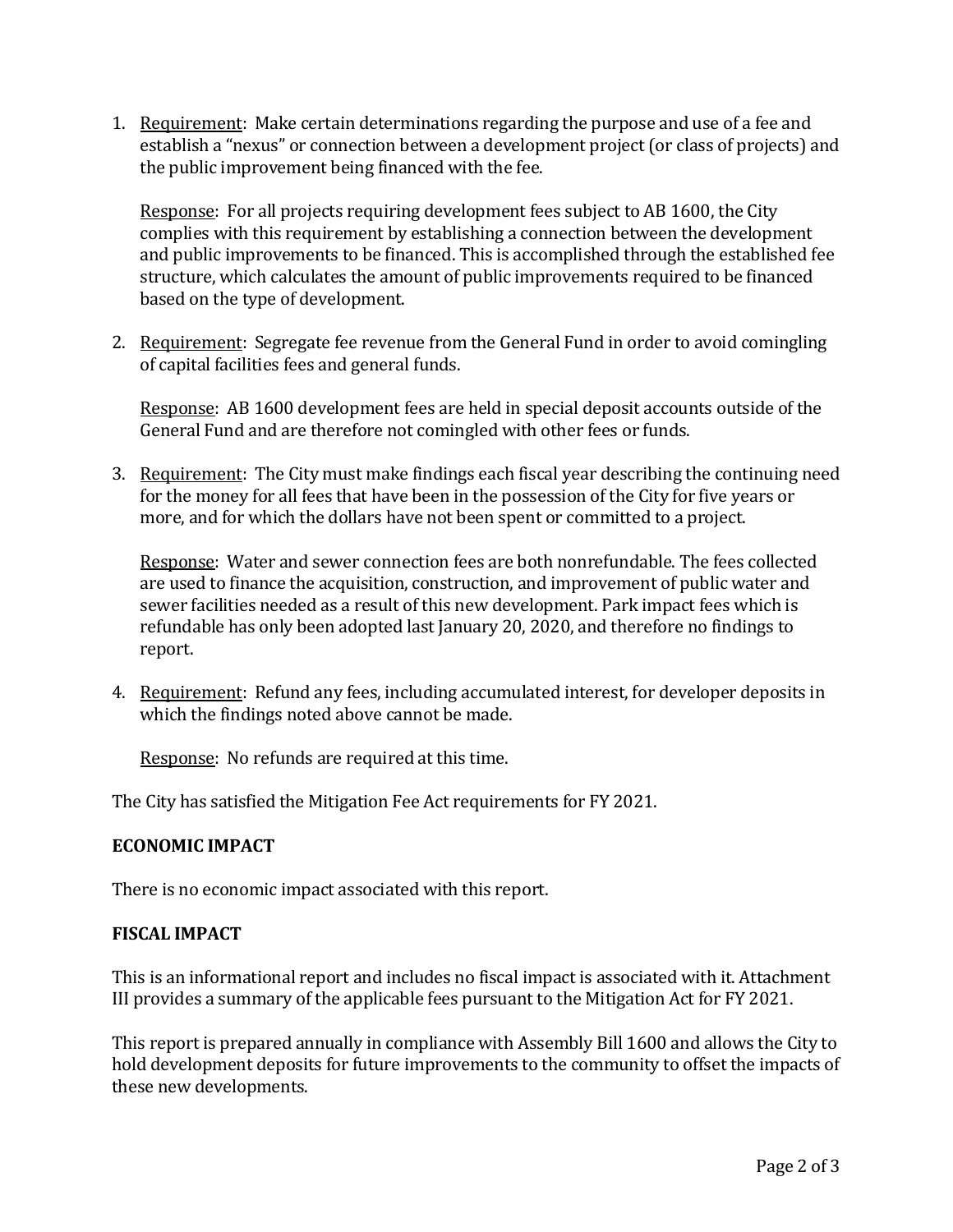1. Requirement: Make certain determinations regarding the purpose and use of a fee and establish a "nexus" or connection between a development project (or class of projects) and the public improvement being financed with the fee.

   Response: For all projects requiring development fees subject to AB 1600, the City complies with this requirement by establishing a connection between the development and public improvements to be financed. This is accomplished through the established fee structure, which calculates the amount of public improvements required to be financed based on the type of development.

2. Requirement: Segregate fee revenue from the General Fund in order to avoid comingling of capital facilities fees and general funds.

   Response: AB 1600 development fees are held in special deposit accounts outside of the General Fund and are therefore not comingled with other fees or funds.

3. Requirement: The City must make findings each fiscal year describing the continuing need for the money for all fees that have been in the possession of the City for five years or more, and for which the dollars have not been spent or committed to a project.

   Response: Water and sewer connection fees are both nonrefundable. The fees collected are used to finance the acquisition, construction, and improvement of public water and sewer facilities needed as a result of this new development. Park impact fees which is refundable has only been adopted last January 20, 2020, and therefore no findings to report.

4. Requirement: Refund any fees, including accumulated interest, for developer deposits in which the findings noted above cannot be made.

   Response: No refunds are required at this time.

The City has satisfied the Mitigation Fee Act requirements for FY 2021.

**ECONOMIC IMPACT**

There is no economic impact associated with this report.

**FISCAL IMPACT**

This is an informational report and includes no fiscal impact is associated with it. Attachment III provides a summary of the applicable fees pursuant to the Mitigation Act for FY 2021.

This report is prepared annually in compliance with Assembly Bill 1600 and allows the City to hold development deposits for future improvements to the community to offset the impacts of these new developments.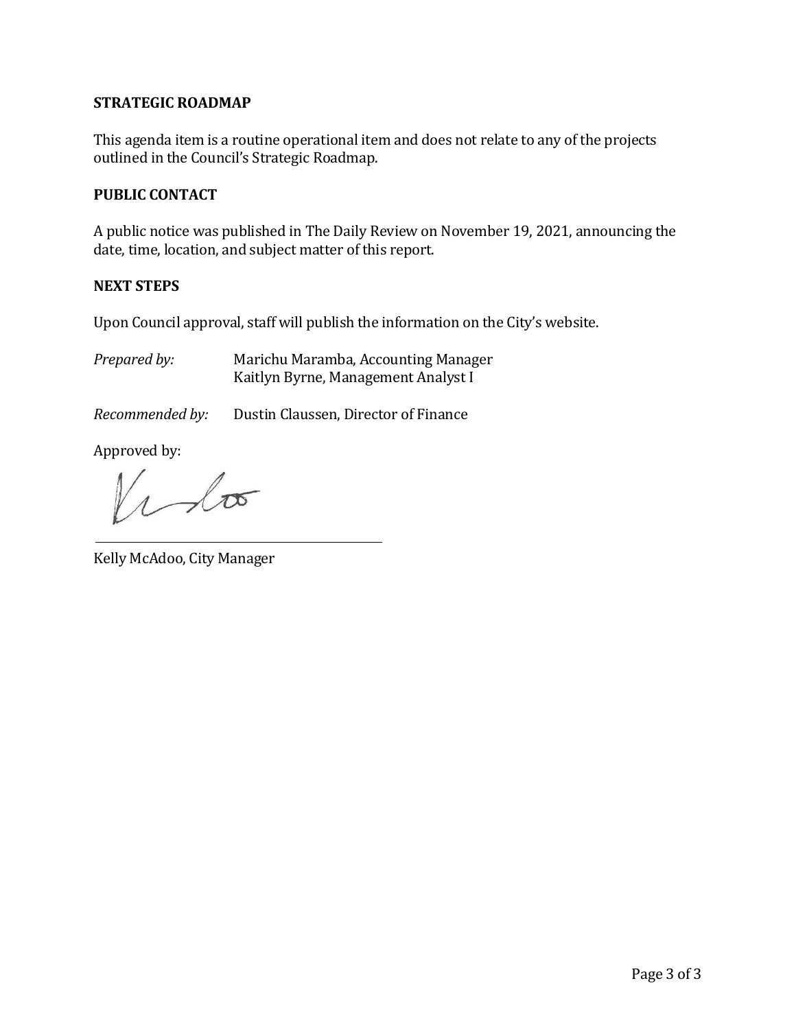## STRATEGIC ROADMAP

This agenda item is a routine operational item and does not relate to any of the projects outlined in the Council's Strategic Roadmap.

## PUBLIC CONTACT

A public notice was published in The Daily Review on November 19, 2021, announcing the date, time, location, and subject matter of this report.

## NEXT STEPS

Upon Council approval, staff will publish the information on the City's website.

*Prepared by:* Marichu Maramba, Accounting Manager
Kaitlyn Byrne, Management Analyst I

*Recommended by:* Dustin Claussen, Director of Finance

Approved by:

Kelly McAdoo, City Manager